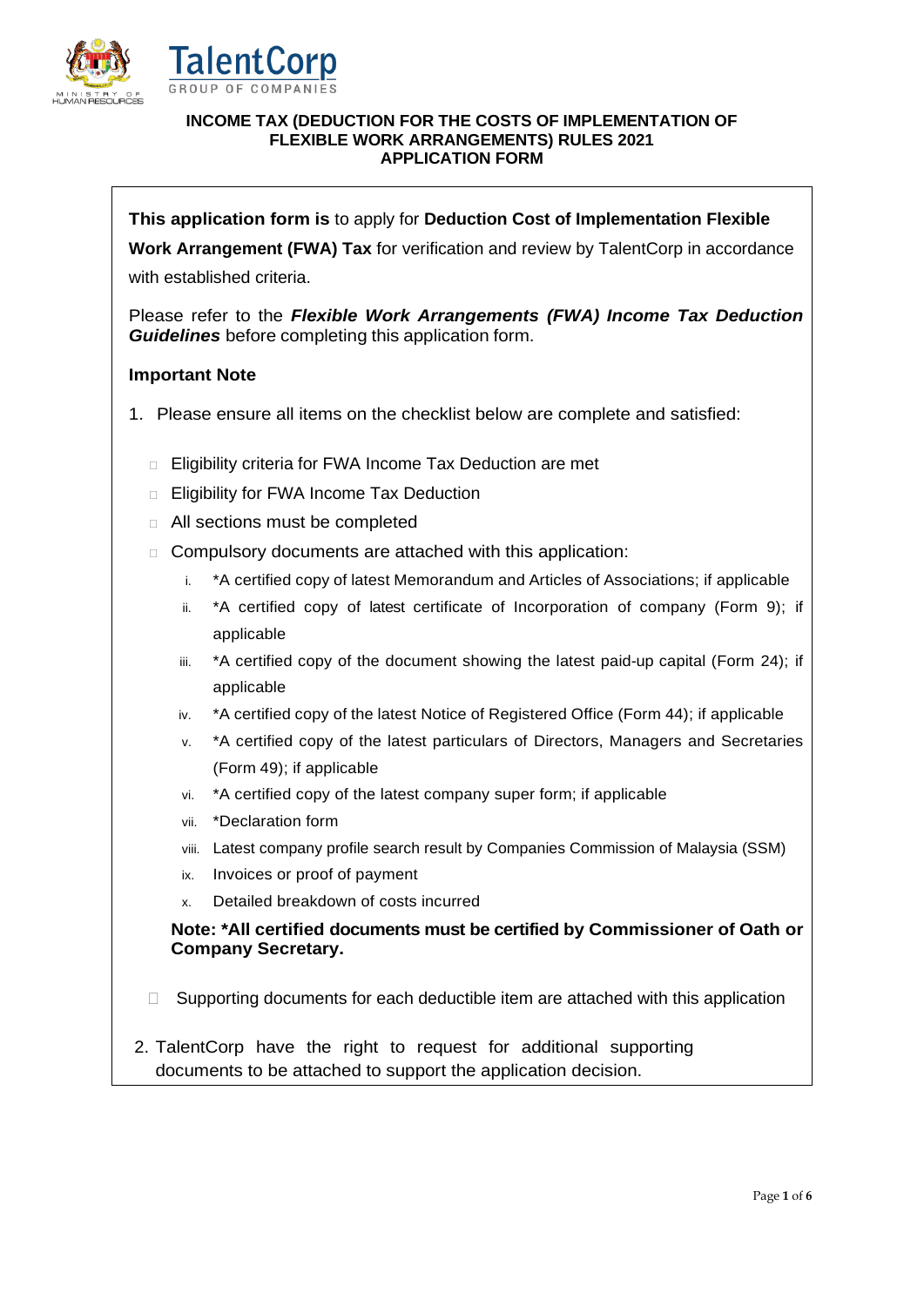# INCOME TAX (DEDUCTION FOR THE COSTS OF IMPLEMENTATION OF FLEXIBLE WORK ARRANGEMENTS) RULES 2021 APPLICATION FORM

**This application form is** to apply for **Deduction Cost of Implementation Flexible Work Arrangement (FWA) Tax** for verification and review by TalentCorp in accordance with established criteria.

Please refer to the ***Flexible Work Arrangements (FWA) Income Tax Deduction Guidelines*** before completing this application form.

**Important Note**

1. Please ensure all items on the checklist below are complete and satisfied:

   - ☐ Eligibility criteria for FWA Income Tax Deduction are met
   - ☐ Eligibility for FWA Income Tax Deduction
   - ☐ All sections must be completed
   - ☐ Compulsory documents are attached with this application:
     1. *A certified copy of latest Memorandum and Articles of Associations; if applicable
     2. *A certified copy of latest certificate of Incorporation of company (Form 9); if applicable
     3. *A certified copy of the document showing the latest paid-up capital (Form 24); if applicable
     4. *A certified copy of the latest Notice of Registered Office (Form 44); if applicable
     5. *A certified copy of the latest particulars of Directors, Managers and Secretaries (Form 49); if applicable
     6. *A certified copy of the latest company super form; if applicable
     7. *Declaration form
     8. Latest company profile search result by Companies Commission of Malaysia (SSM)
     9. Invoices or proof of payment
     10. Detailed breakdown of costs incurred

     **Note: *All certified documents must be certified by Commissioner of Oath or Company Secretary.**

   - ☐ Supporting documents for each deductible item are attached with this application

2. TalentCorp have the right to request for additional supporting documents to be attached to support the application decision.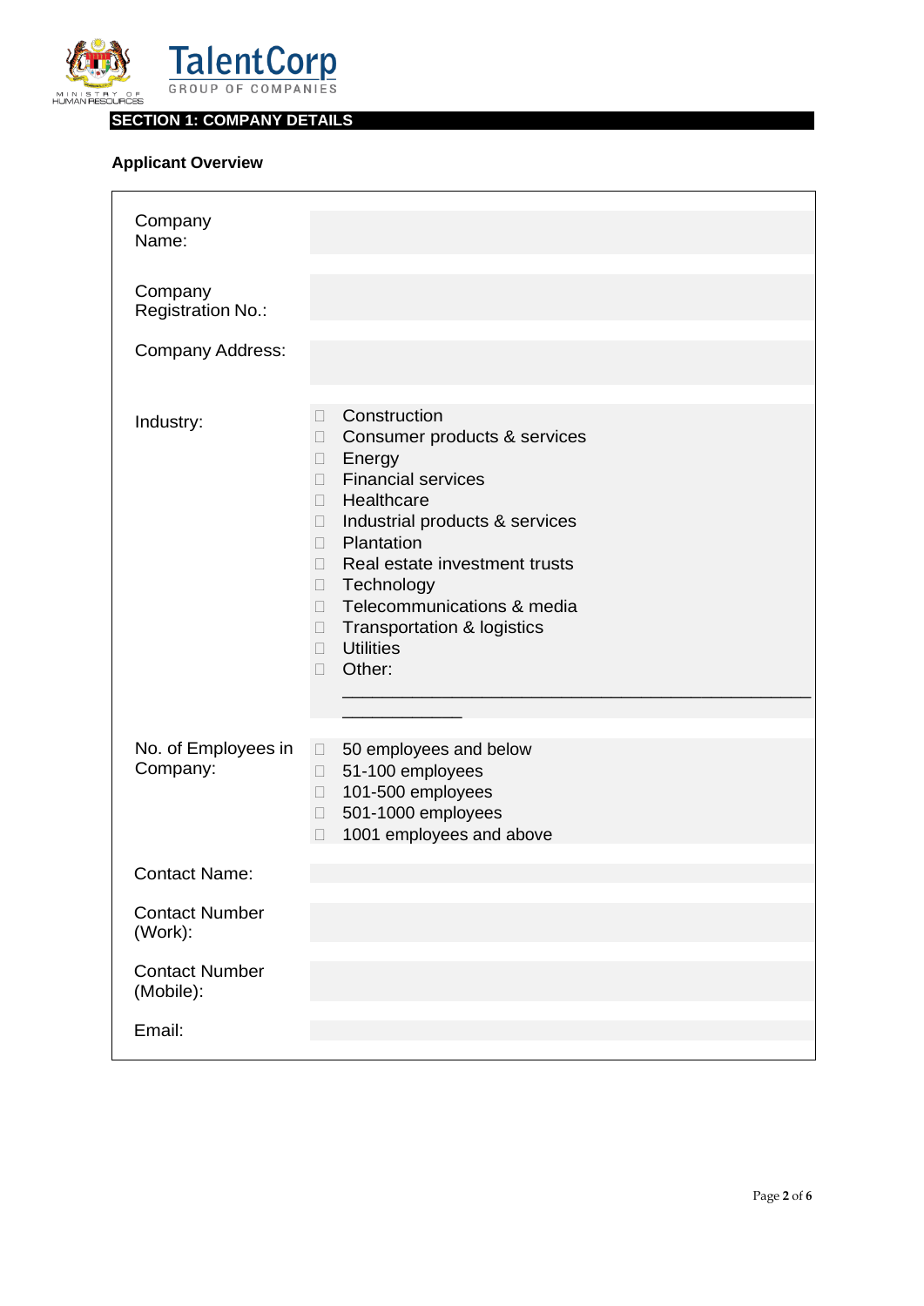## SECTION 1: COMPANY DETAILS

**Applicant Overview**

| Field | Response |
|---|---|
| Company Name: | |
| Company Registration No.: | |
| Company Address: | |
| Industry: | ☐ Construction<br>☐ Consumer products & services<br>☐ Energy<br>☐ Financial services<br>☐ Healthcare<br>☐ Industrial products & services<br>☐ Plantation<br>☐ Real estate investment trusts<br>☐ Technology<br>☐ Telecommunications & media<br>☐ Transportation & logistics<br>☐ Utilities<br>☐ Other: ____________________________________________ |
| No. of Employees in Company: | ☐ 50 employees and below<br>☐ 51-100 employees<br>☐ 101-500 employees<br>☐ 501-1000 employees<br>☐ 1001 employees and above |
| Contact Name: | |
| Contact Number (Work): | |
| Contact Number (Mobile): | |
| Email: | |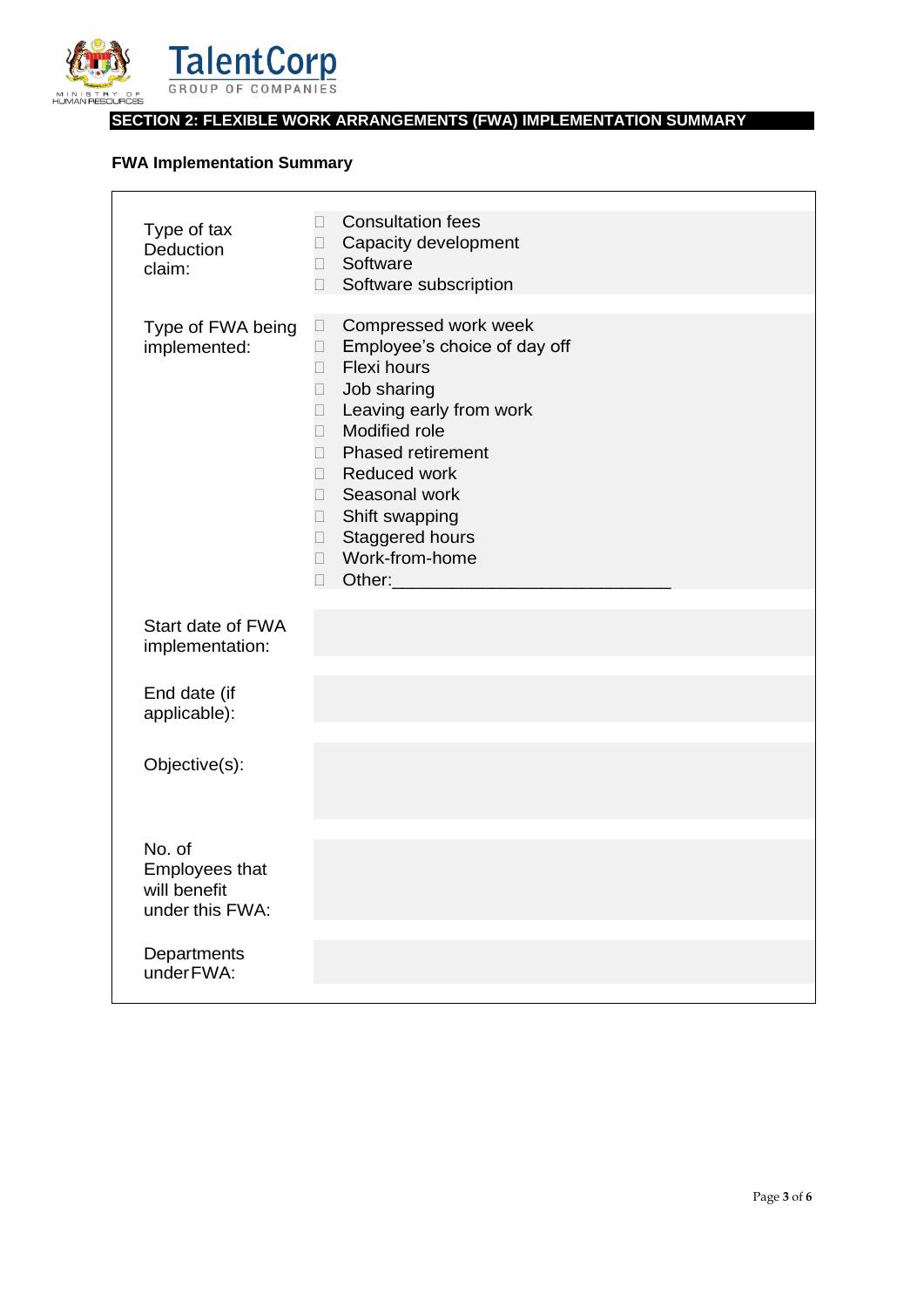## SECTION 2: FLEXIBLE WORK ARRANGEMENTS (FWA) IMPLEMENTATION SUMMARY

### FWA Implementation Summary

| | |
|---|---|
| Type of tax Deduction claim: | ☐ Consultation fees<br>☐ Capacity development<br>☐ Software<br>☐ Software subscription |
| Type of FWA being implemented: | ☐ Compressed work week<br>☐ Employee's choice of day off<br>☐ Flexi hours<br>☐ Job sharing<br>☐ Leaving early from work<br>☐ Modified role<br>☐ Phased retirement<br>☐ Reduced work<br>☐ Seasonal work<br>☐ Shift swapping<br>☐ Staggered hours<br>☐ Work-from-home<br>☐ Other:___________________________ |
| Start date of FWA implementation: | |
| End date (if applicable): | |
| Objective(s): | |
| No. of Employees that will benefit under this FWA: | |
| Departments under FWA: | |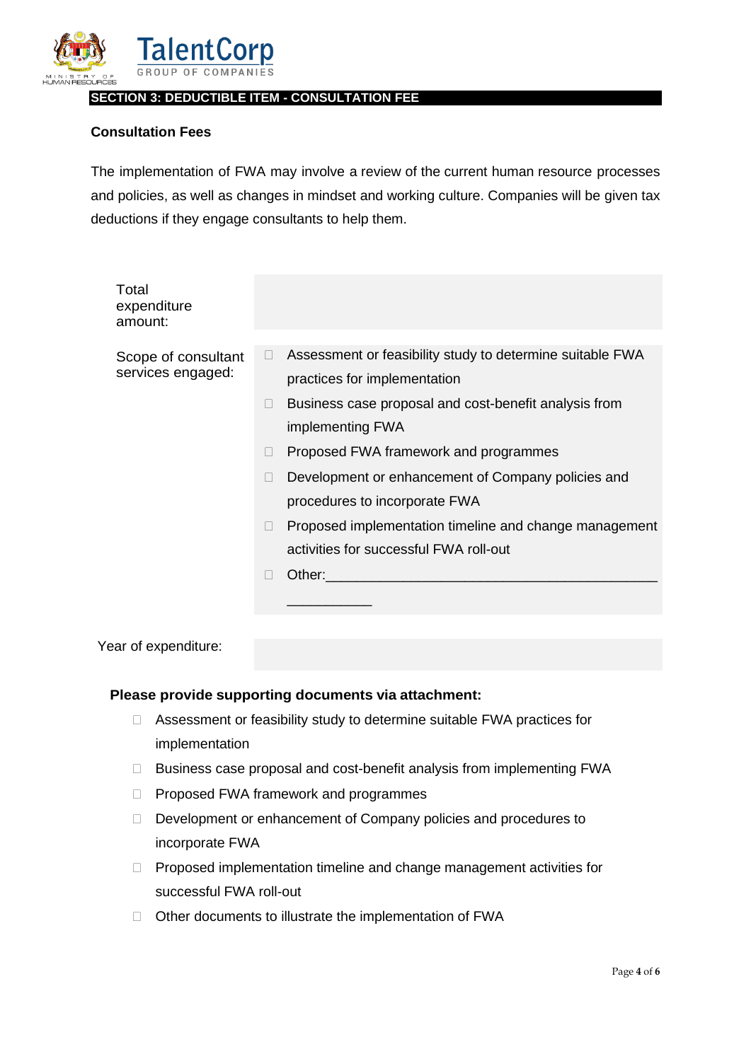## SECTION 3: DEDUCTIBLE ITEM - CONSULTATION FEE

**Consultation Fees**

The implementation of FWA may involve a review of the current human resource processes and policies, as well as changes in mindset and working culture. Companies will be given tax deductions if they engage consultants to help them.

| | |
|---|---|
| Total expenditure amount: | |
| Scope of consultant services engaged: | ☐ Assessment or feasibility study to determine suitable FWA practices for implementation<br>☐ Business case proposal and cost-benefit analysis from implementing FWA<br>☐ Proposed FWA framework and programmes<br>☐ Development or enhancement of Company policies and procedures to incorporate FWA<br>☐ Proposed implementation timeline and change management activities for successful FWA roll-out<br>☐ Other:___________________________________________ ___________ |
| Year of expenditure: | |

**Please provide supporting documents via attachment:**

- ☐ Assessment or feasibility study to determine suitable FWA practices for implementation
- ☐ Business case proposal and cost-benefit analysis from implementing FWA
- ☐ Proposed FWA framework and programmes
- ☐ Development or enhancement of Company policies and procedures to incorporate FWA
- ☐ Proposed implementation timeline and change management activities for successful FWA roll-out
- ☐ Other documents to illustrate the implementation of FWA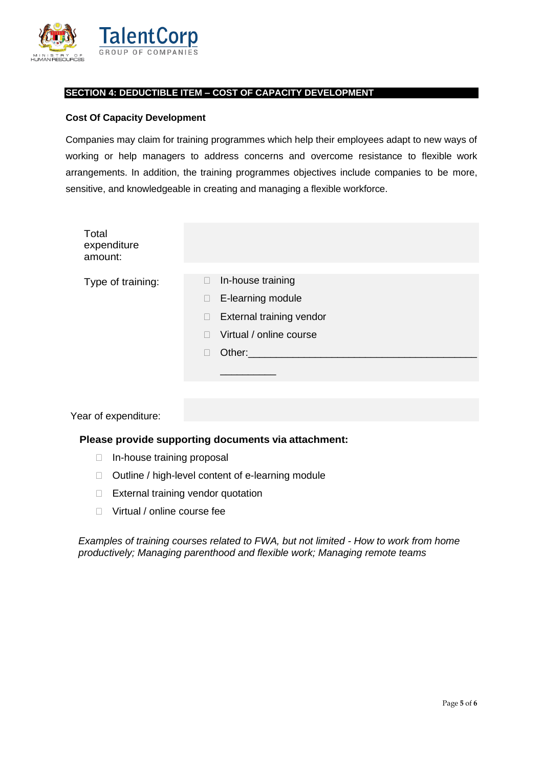## SECTION 4: DEDUCTIBLE ITEM – COST OF CAPACITY DEVELOPMENT

**Cost Of Capacity Development**

Companies may claim for training programmes which help their employees adapt to new ways of working or help managers to address concerns and overcome resistance to flexible work arrangements. In addition, the training programmes objectives include companies to be more, sensitive, and knowledgeable in creating and managing a flexible workforce.

| | |
|---|---|
| Total expenditure amount: | |
| Type of training: | ☐ In-house training<br>☐ E-learning module<br>☐ External training vendor<br>☐ Virtual / online course<br>☐ Other:_________________________________________ __________ |
| Year of expenditure: | |

**Please provide supporting documents via attachment:**

- ☐ In-house training proposal
- ☐ Outline / high-level content of e-learning module
- ☐ External training vendor quotation
- ☐ Virtual / online course fee

*Examples of training courses related to FWA, but not limited - How to work from home productively; Managing parenthood and flexible work; Managing remote teams*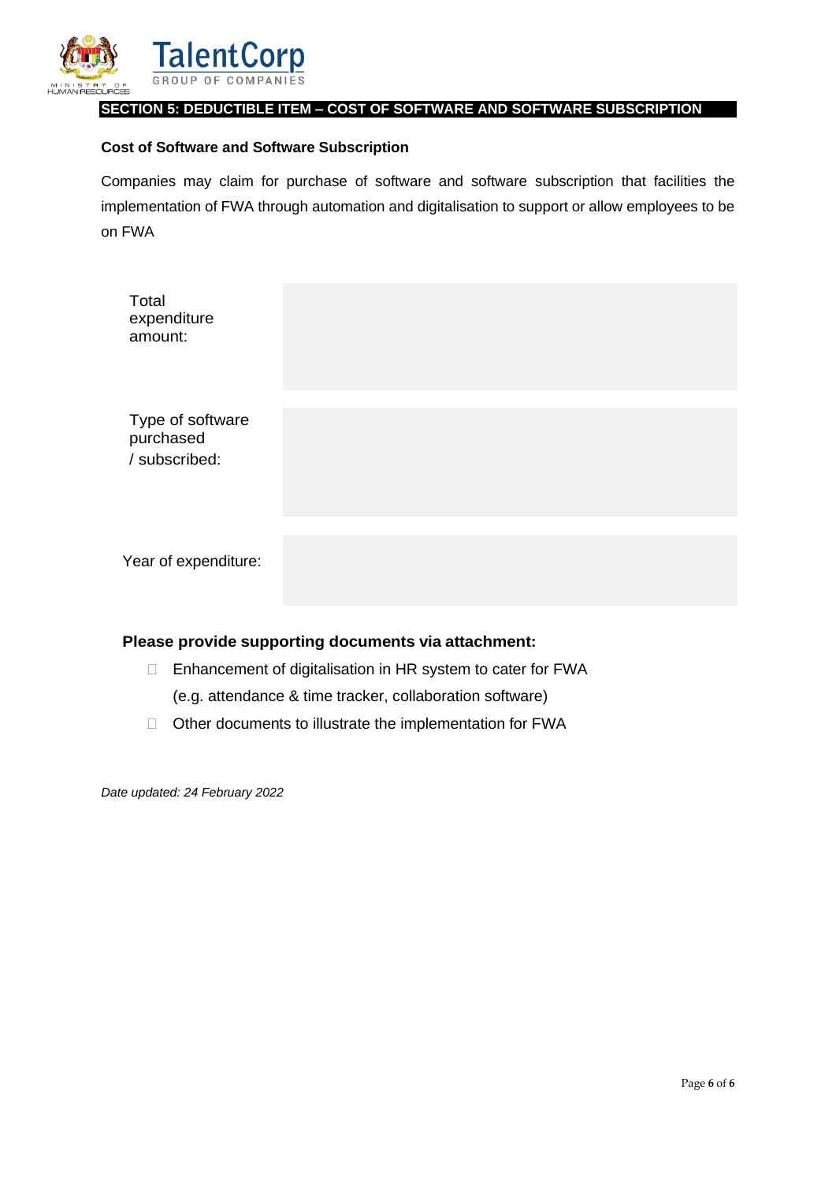## SECTION 5: DEDUCTIBLE ITEM – COST OF SOFTWARE AND SOFTWARE SUBSCRIPTION

**Cost of Software and Software Subscription**

Companies may claim for purchase of software and software subscription that facilities the implementation of FWA through automation and digitalisation to support or allow employees to be on FWA

| | |
|---|---|
| Total expenditure amount: | |
| Type of software purchased / subscribed: | |
| Year of expenditure: | |

**Please provide supporting documents via attachment:**

- ☐ Enhancement of digitalisation in HR system to cater for FWA (e.g. attendance & time tracker, collaboration software)
- ☐ Other documents to illustrate the implementation for FWA

*Date updated: 24 February 2022*